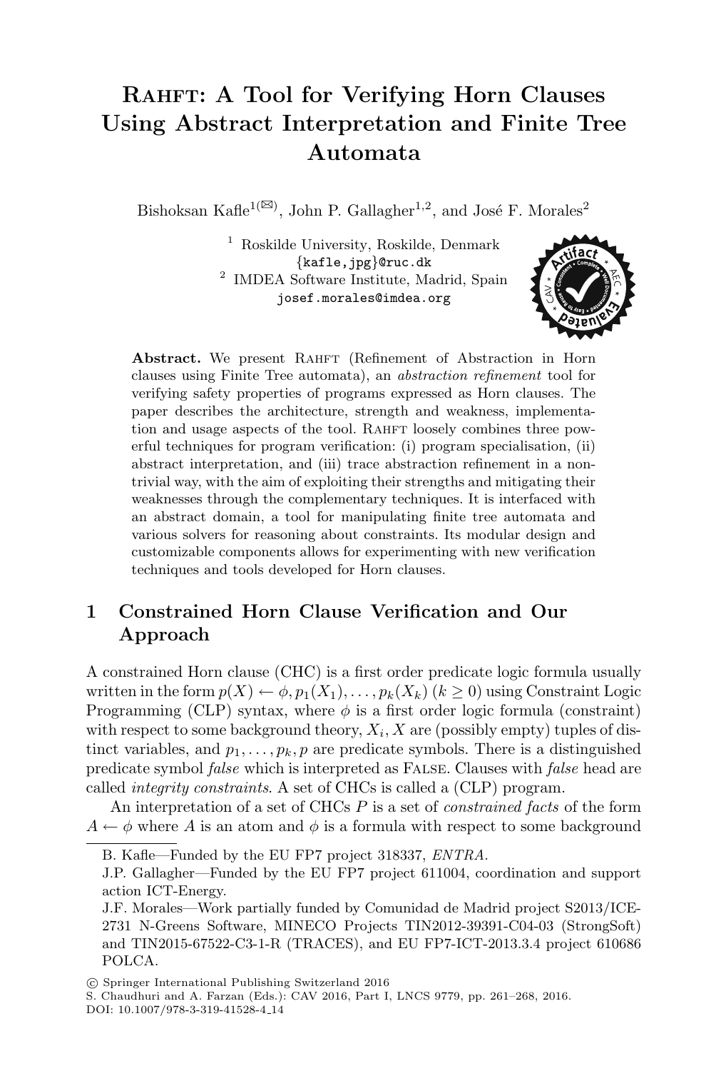# Rahft: A Tool for Verifying Horn Clauses Using Abstract Interpretation and Finite Tree Automata

Bishoksan Kafle[1(✉)], John P. Gallagher[1,2], and José F. Morales[2]

[1] Roskilde University, Roskilde, Denmark
{kafle,jpg}@ruc.dk

[2] IMDEA Software Institute, Madrid, Spain
josef.morales@imdea.org

**Abstract.** We present Rahft (Refinement of Abstraction in Horn clauses using Finite Tree automata), an *abstraction refinement* tool for verifying safety properties of programs expressed as Horn clauses. The paper describes the architecture, strength and weakness, implementation and usage aspects of the tool. Rahft loosely combines three powerful techniques for program verification: (i) program specialisation, (ii) abstract interpretation, and (iii) trace abstraction refinement in a non-trivial way, with the aim of exploiting their strengths and mitigating their weaknesses through the complementary techniques. It is interfaced with an abstract domain, a tool for manipulating finite tree automata and various solvers for reasoning about constraints. Its modular design and customizable components allows for experimenting with new verification techniques and tools developed for Horn clauses.

## 1 Constrained Horn Clause Verification and Our Approach

A constrained Horn clause (CHC) is a first order predicate logic formula usually written in the form $p(X) \leftarrow \phi, p_1(X_1), \ldots, p_k(X_k)$ $(k \geq 0)$ using Constraint Logic Programming (CLP) syntax, where $\phi$ is a first order logic formula (constraint) with respect to some background theory, $X_i, X$ are (possibly empty) tuples of distinct variables, and $p_1, \ldots, p_k, p$ are predicate symbols. There is a distinguished predicate symbol *false* which is interpreted as False. Clauses with *false* head are called *integrity constraints*. A set of CHCs is called a (CLP) program.

An interpretation of a set of CHCs $P$ is a set of *constrained facts* of the form $A \leftarrow \phi$ where $A$ is an atom and $\phi$ is a formula with respect to some background

---

B. Kafle—Funded by the EU FP7 project 318337, *ENTRA*.

J.P. Gallagher—Funded by the EU FP7 project 611004, coordination and support action ICT-Energy.

J.F. Morales—Work partially funded by Comunidad de Madrid project S2013/ICE-2731 N-Greens Software, MINECO Projects TIN2012-39391-C04-03 (StrongSoft) and TIN2015-67522-C3-1-R (TRACES), and EU FP7-ICT-2013.3.4 project 610686 POLCA.

© Springer International Publishing Switzerland 2016
S. Chaudhuri and A. Farzan (Eds.): CAV 2016, Part I, LNCS 9779, pp. 261–268, 2016.
DOI: 10.1007/978-3-319-41528-4_14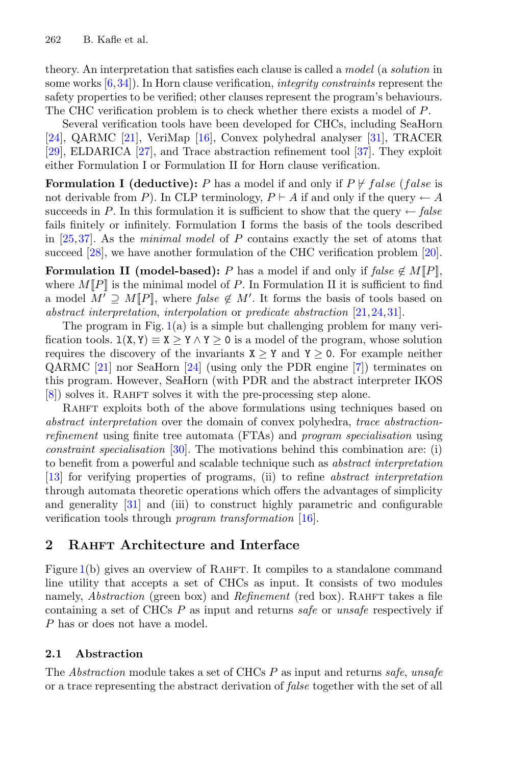theory. An interpretation that satisfies each clause is called a *model* (a *solution* in some works [6,34]). In Horn clause verification, *integrity constraints* represent the safety properties to be verified; other clauses represent the program's behaviours. The CHC verification problem is to check whether there exists a model of $P$.

Several verification tools have been developed for CHCs, including SeaHorn [24], QARMC [21], VeriMap [16], Convex polyhedral analyser [31], TRACER [29], ELDARICA [27], and Trace abstraction refinement tool [37]. They exploit either Formulation I or Formulation II for Horn clause verification.

**Formulation I (deductive):** $P$ has a model if and only if $P \nvdash \mathit{false}$ (*false* is not derivable from $P$). In CLP terminology, $P \vdash A$ if and only if the query $\leftarrow A$ succeeds in $P$. In this formulation it is sufficient to show that the query $\leftarrow \mathit{false}$ fails finitely or infinitely. Formulation I forms the basis of the tools described in [25,37]. As the *minimal model* of $P$ contains exactly the set of atoms that succeed [28], we have another formulation of the CHC verification problem [20].

**Formulation II (model-based):** $P$ has a model if and only if $\mathit{false} \notin M[\![P]\!]$, where $M[\![P]\!]$ is the minimal model of $P$. In Formulation II it is sufficient to find a model $M' \supseteq M[\![P]\!]$, where $\mathit{false} \notin M'$. It forms the basis of tools based on *abstract interpretation*, *interpolation* or *predicate abstraction* [21,24,31].

The program in Fig. 1(a) is a simple but challenging problem for many verification tools. $\mathtt{l(X,Y)} \equiv \mathtt{X} \geq \mathtt{Y} \wedge \mathtt{Y} \geq \mathtt{0}$ is a model of the program, whose solution requires the discovery of the invariants $\mathtt{X} \geq \mathtt{Y}$ and $\mathtt{Y} \geq \mathtt{0}$. For example neither QARMC [21] nor SeaHorn [24] (using only the PDR engine [7]) terminates on this program. However, SeaHorn (with PDR and the abstract interpreter IKOS [8]) solves it. Rahft solves it with the pre-processing step alone.

Rahft exploits both of the above formulations using techniques based on *abstract interpretation* over the domain of convex polyhedra, *trace abstraction-refinement* using finite tree automata (FTAs) and *program specialisation* using *constraint specialisation* [30]. The motivations behind this combination are: (i) to benefit from a powerful and scalable technique such as *abstract interpretation* [13] for verifying properties of programs, (ii) to refine *abstract interpretation* through automata theoretic operations which offers the advantages of simplicity and generality [31] and (iii) to construct highly parametric and configurable verification tools through *program transformation* [16].

## 2 Rahft Architecture and Interface

Figure 1(b) gives an overview of Rahft. It compiles to a standalone command line utility that accepts a set of CHCs as input. It consists of two modules namely, *Abstraction* (green box) and *Refinement* (red box). Rahft takes a file containing a set of CHCs $P$ as input and returns *safe* or *unsafe* respectively if $P$ has or does not have a model.

### 2.1 Abstraction

The *Abstraction* module takes a set of CHCs $P$ as input and returns *safe*, *unsafe* or a trace representing the abstract derivation of *false* together with the set of all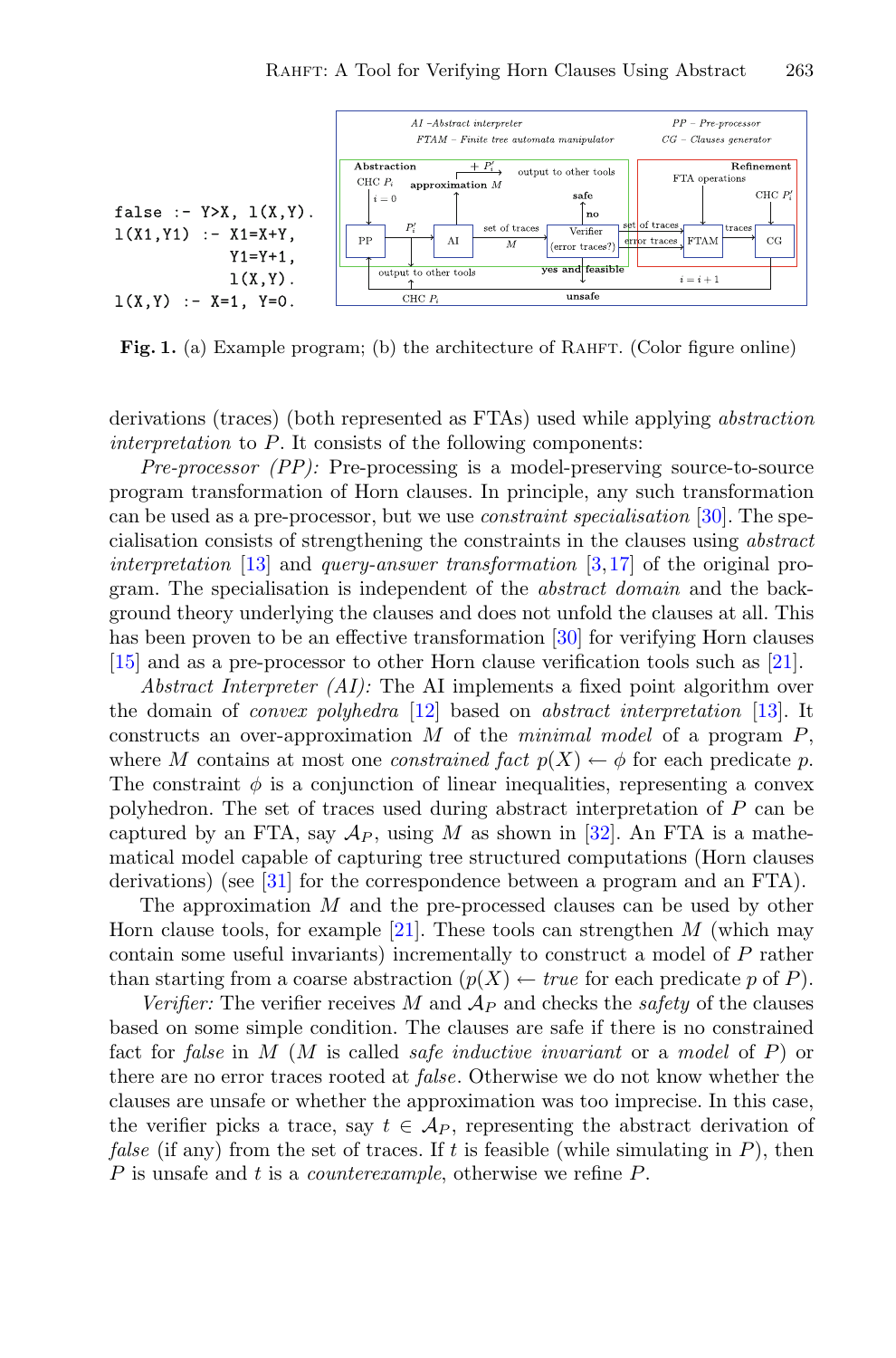```
false :- Y>X, l(X,Y).
l(X1,Y1) :- X1=X+Y,
            Y1=Y+1,
            l(X,Y).
l(X,Y) :- X=1, Y=0.
```

**Fig. 1.** (a) Example program; (b) the architecture of RAHFT. (Color figure online)

derivations (traces) (both represented as FTAs) used while applying *abstraction interpretation* to $P$. It consists of the following components:

*Pre-processor (PP):* Pre-processing is a model-preserving source-to-source program transformation of Horn clauses. In principle, any such transformation can be used as a pre-processor, but we use *constraint specialisation* [30]. The specialisation consists of strengthening the constraints in the clauses using *abstract interpretation* [13] and *query-answer transformation* [3,17] of the original program. The specialisation is independent of the *abstract domain* and the background theory underlying the clauses and does not unfold the clauses at all. This has been proven to be an effective transformation [30] for verifying Horn clauses [15] and as a pre-processor to other Horn clause verification tools such as [21].

*Abstract Interpreter (AI):* The AI implements a fixed point algorithm over the domain of *convex polyhedra* [12] based on *abstract interpretation* [13]. It constructs an over-approximation $M$ of the *minimal model* of a program $P$, where $M$ contains at most one *constrained fact* $p(X) \leftarrow \phi$ for each predicate $p$. The constraint $\phi$ is a conjunction of linear inequalities, representing a convex polyhedron. The set of traces used during abstract interpretation of $P$ can be captured by an FTA, say $\mathcal{A}_P$, using $M$ as shown in [32]. An FTA is a mathematical model capable of capturing tree structured computations (Horn clauses derivations) (see [31] for the correspondence between a program and an FTA).

The approximation $M$ and the pre-processed clauses can be used by other Horn clause tools, for example [21]. These tools can strengthen $M$ (which may contain some useful invariants) incrementally to construct a model of $P$ rather than starting from a coarse abstraction ($p(X) \leftarrow true$ for each predicate $p$ of $P$).

*Verifier:* The verifier receives $M$ and $\mathcal{A}_P$ and checks the *safety* of the clauses based on some simple condition. The clauses are safe if there is no constrained fact for *false* in $M$ ($M$ is called *safe inductive invariant* or a *model* of $P$) or there are no error traces rooted at *false*. Otherwise we do not know whether the clauses are unsafe or whether the approximation was too imprecise. In this case, the verifier picks a trace, say $t \in \mathcal{A}_P$, representing the abstract derivation of *false* (if any) from the set of traces. If $t$ is feasible (while simulating in $P$), then $P$ is unsafe and $t$ is a *counterexample*, otherwise we refine $P$.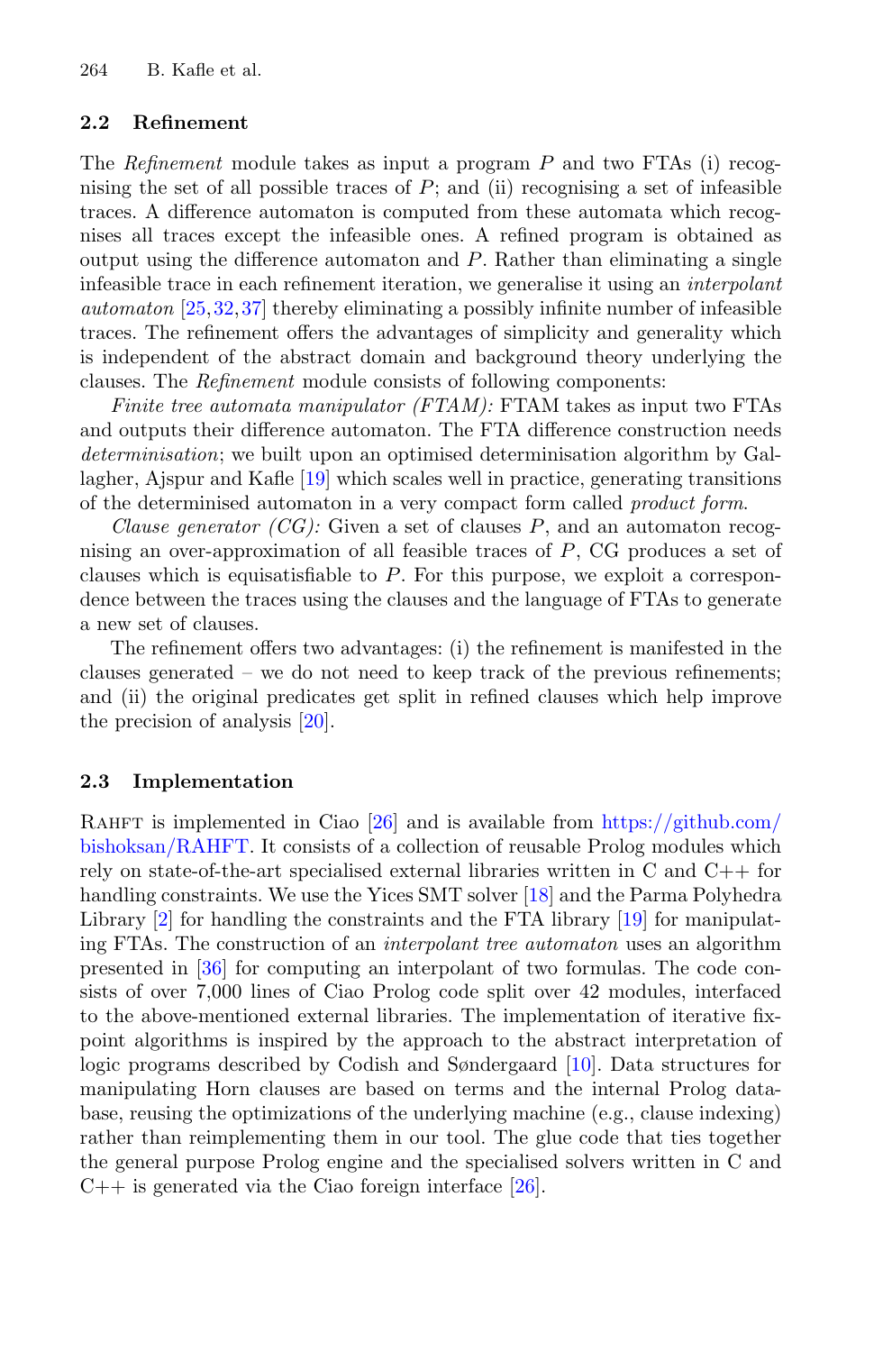### 2.2 Refinement

The *Refinement* module takes as input a program $P$ and two FTAs (i) recognising the set of all possible traces of $P$; and (ii) recognising a set of infeasible traces. A difference automaton is computed from these automata which recognises all traces except the infeasible ones. A refined program is obtained as output using the difference automaton and $P$. Rather than eliminating a single infeasible trace in each refinement iteration, we generalise it using an *interpolant automaton* [25,32,37] thereby eliminating a possibly infinite number of infeasible traces. The refinement offers the advantages of simplicity and generality which is independent of the abstract domain and background theory underlying the clauses. The *Refinement* module consists of following components:

*Finite tree automata manipulator (FTAM):* FTAM takes as input two FTAs and outputs their difference automaton. The FTA difference construction needs *determinisation*; we built upon an optimised determinisation algorithm by Gallagher, Ajspur and Kafle [19] which scales well in practice, generating transitions of the determinised automaton in a very compact form called *product form*.

*Clause generator (CG):* Given a set of clauses $P$, and an automaton recognising an over-approximation of all feasible traces of $P$, CG produces a set of clauses which is equisatisfiable to $P$. For this purpose, we exploit a correspondence between the traces using the clauses and the language of FTAs to generate a new set of clauses.

The refinement offers two advantages: (i) the refinement is manifested in the clauses generated – we do not need to keep track of the previous refinements; and (ii) the original predicates get split in refined clauses which help improve the precision of analysis [20].

### 2.3 Implementation

Rahft is implemented in Ciao [26] and is available from https://github.com/bishoksan/RAHFT. It consists of a collection of reusable Prolog modules which rely on state-of-the-art specialised external libraries written in C and C++ for handling constraints. We use the Yices SMT solver [18] and the Parma Polyhedra Library [2] for handling the constraints and the FTA library [19] for manipulating FTAs. The construction of an *interpolant tree automaton* uses an algorithm presented in [36] for computing an interpolant of two formulas. The code consists of over 7,000 lines of Ciao Prolog code split over 42 modules, interfaced to the above-mentioned external libraries. The implementation of iterative fixpoint algorithms is inspired by the approach to the abstract interpretation of logic programs described by Codish and Søndergaard [10]. Data structures for manipulating Horn clauses are based on terms and the internal Prolog database, reusing the optimizations of the underlying machine (e.g., clause indexing) rather than reimplementing them in our tool. The glue code that ties together the general purpose Prolog engine and the specialised solvers written in C and C++ is generated via the Ciao foreign interface [26].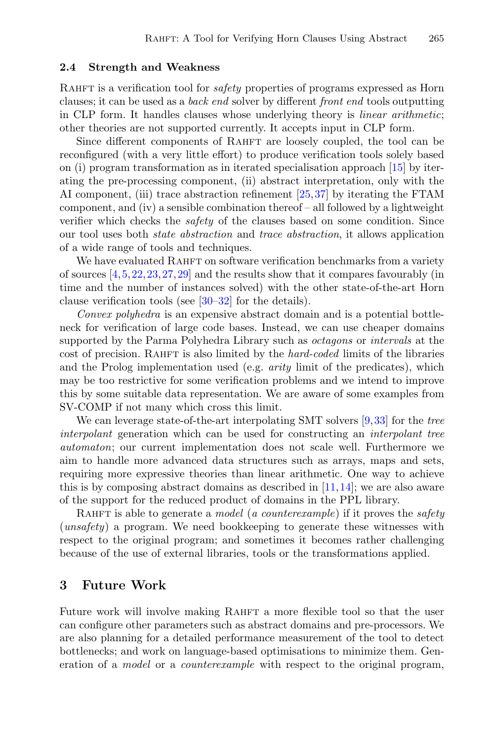### 2.4 Strength and Weakness

Rahft is a verification tool for *safety* properties of programs expressed as Horn clauses; it can be used as a *back end* solver by different *front end* tools outputting in CLP form. It handles clauses whose underlying theory is *linear arithmetic*; other theories are not supported currently. It accepts input in CLP form.

Since different components of Rahft are loosely coupled, the tool can be reconfigured (with a very little effort) to produce verification tools solely based on (i) program transformation as in iterated specialisation approach [15] by iterating the pre-processing component, (ii) abstract interpretation, only with the AI component, (iii) trace abstraction refinement [25,37] by iterating the FTAM component, and (iv) a sensible combination thereof – all followed by a lightweight verifier which checks the *safety* of the clauses based on some condition. Since our tool uses both *state abstraction* and *trace abstraction*, it allows application of a wide range of tools and techniques.

We have evaluated Rahft on software verification benchmarks from a variety of sources [4,5,22,23,27,29] and the results show that it compares favourably (in time and the number of instances solved) with the other state-of-the-art Horn clause verification tools (see [30–32] for the details).

*Convex polyhedra* is an expensive abstract domain and is a potential bottleneck for verification of large code bases. Instead, we can use cheaper domains supported by the Parma Polyhedra Library such as *octagons* or *intervals* at the cost of precision. Rahft is also limited by the *hard-coded* limits of the libraries and the Prolog implementation used (e.g. *arity* limit of the predicates), which may be too restrictive for some verification problems and we intend to improve this by some suitable data representation. We are aware of some examples from SV-COMP if not many which cross this limit.

We can leverage state-of-the-art interpolating SMT solvers [9,33] for the *tree interpolant* generation which can be used for constructing an *interpolant tree automaton*; our current implementation does not scale well. Furthermore we aim to handle more advanced data structures such as arrays, maps and sets, requiring more expressive theories than linear arithmetic. One way to achieve this is by composing abstract domains as described in [11,14]; we are also aware of the support for the reduced product of domains in the PPL library.

Rahft is able to generate a *model* (*a counterexample*) if it proves the *safety* (*unsafety*) a program. We need bookkeeping to generate these witnesses with respect to the original program; and sometimes it becomes rather challenging because of the use of external libraries, tools or the transformations applied.

## 3 Future Work

Future work will involve making Rahft a more flexible tool so that the user can configure other parameters such as abstract domains and pre-processors. We are also planning for a detailed performance measurement of the tool to detect bottlenecks; and work on language-based optimisations to minimize them. Generation of a *model* or a *counterexample* with respect to the original program,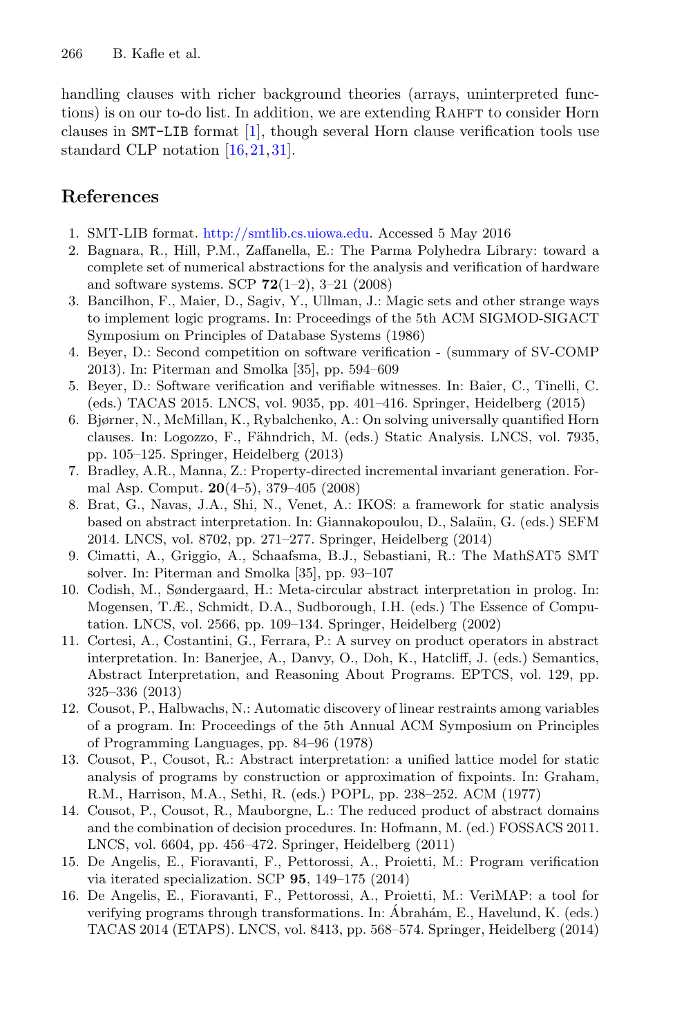handling clauses with richer background theories (arrays, uninterpreted functions) is on our to-do list. In addition, we are extending RAHFT to consider Horn clauses in SMT-LIB format [1], though several Horn clause verification tools use standard CLP notation [16,21,31].

## References

1. SMT-LIB format. http://smtlib.cs.uiowa.edu. Accessed 5 May 2016
2. Bagnara, R., Hill, P.M., Zaffanella, E.: The Parma Polyhedra Library: toward a complete set of numerical abstractions for the analysis and verification of hardware and software systems. SCP **72**(1–2), 3–21 (2008)
3. Bancilhon, F., Maier, D., Sagiv, Y., Ullman, J.: Magic sets and other strange ways to implement logic programs. In: Proceedings of the 5th ACM SIGMOD-SIGACT Symposium on Principles of Database Systems (1986)
4. Beyer, D.: Second competition on software verification - (summary of SV-COMP 2013). In: Piterman and Smolka [35], pp. 594–609
5. Beyer, D.: Software verification and verifiable witnesses. In: Baier, C., Tinelli, C. (eds.) TACAS 2015. LNCS, vol. 9035, pp. 401–416. Springer, Heidelberg (2015)
6. Bjørner, N., McMillan, K., Rybalchenko, A.: On solving universally quantified Horn clauses. In: Logozzo, F., Fähndrich, M. (eds.) Static Analysis. LNCS, vol. 7935, pp. 105–125. Springer, Heidelberg (2013)
7. Bradley, A.R., Manna, Z.: Property-directed incremental invariant generation. Formal Asp. Comput. **20**(4–5), 379–405 (2008)
8. Brat, G., Navas, J.A., Shi, N., Venet, A.: IKOS: a framework for static analysis based on abstract interpretation. In: Giannakopoulou, D., Salaün, G. (eds.) SEFM 2014. LNCS, vol. 8702, pp. 271–277. Springer, Heidelberg (2014)
9. Cimatti, A., Griggio, A., Schaafsma, B.J., Sebastiani, R.: The MathSAT5 SMT solver. In: Piterman and Smolka [35], pp. 93–107
10. Codish, M., Søndergaard, H.: Meta-circular abstract interpretation in prolog. In: Mogensen, T.Æ., Schmidt, D.A., Sudborough, I.H. (eds.) The Essence of Computation. LNCS, vol. 2566, pp. 109–134. Springer, Heidelberg (2002)
11. Cortesi, A., Costantini, G., Ferrara, P.: A survey on product operators in abstract interpretation. In: Banerjee, A., Danvy, O., Doh, K., Hatcliff, J. (eds.) Semantics, Abstract Interpretation, and Reasoning About Programs. EPTCS, vol. 129, pp. 325–336 (2013)
12. Cousot, P., Halbwachs, N.: Automatic discovery of linear restraints among variables of a program. In: Proceedings of the 5th Annual ACM Symposium on Principles of Programming Languages, pp. 84–96 (1978)
13. Cousot, P., Cousot, R.: Abstract interpretation: a unified lattice model for static analysis of programs by construction or approximation of fixpoints. In: Graham, R.M., Harrison, M.A., Sethi, R. (eds.) POPL, pp. 238–252. ACM (1977)
14. Cousot, P., Cousot, R., Mauborgne, L.: The reduced product of abstract domains and the combination of decision procedures. In: Hofmann, M. (ed.) FOSSACS 2011. LNCS, vol. 6604, pp. 456–472. Springer, Heidelberg (2011)
15. De Angelis, E., Fioravanti, F., Pettorossi, A., Proietti, M.: Program verification via iterated specialization. SCP **95**, 149–175 (2014)
16. De Angelis, E., Fioravanti, F., Pettorossi, A., Proietti, M.: VeriMAP: a tool for verifying programs through transformations. In: Ábrahám, E., Havelund, K. (eds.) TACAS 2014 (ETAPS). LNCS, vol. 8413, pp. 568–574. Springer, Heidelberg (2014)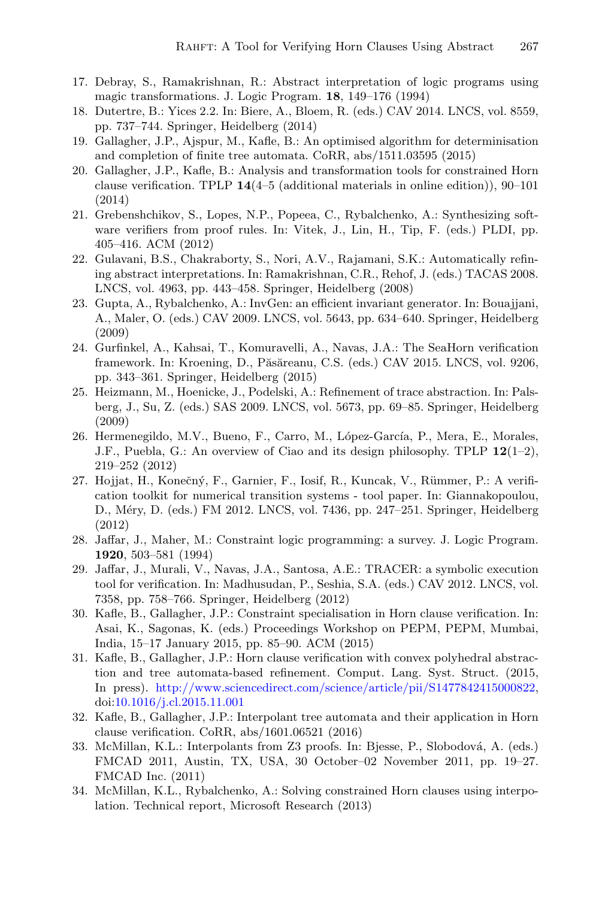17. Debray, S., Ramakrishnan, R.: Abstract interpretation of logic programs using magic transformations. J. Logic Program. **18**, 149–176 (1994)
18. Dutertre, B.: Yices 2.2. In: Biere, A., Bloem, R. (eds.) CAV 2014. LNCS, vol. 8559, pp. 737–744. Springer, Heidelberg (2014)
19. Gallagher, J.P., Ajspur, M., Kafle, B.: An optimised algorithm for determinisation and completion of finite tree automata. CoRR, abs/1511.03595 (2015)
20. Gallagher, J.P., Kafle, B.: Analysis and transformation tools for constrained Horn clause verification. TPLP **14**(4–5 (additional materials in online edition)), 90–101 (2014)
21. Grebenshchikov, S., Lopes, N.P., Popeea, C., Rybalchenko, A.: Synthesizing software verifiers from proof rules. In: Vitek, J., Lin, H., Tip, F. (eds.) PLDI, pp. 405–416. ACM (2012)
22. Gulavani, B.S., Chakraborty, S., Nori, A.V., Rajamani, S.K.: Automatically refining abstract interpretations. In: Ramakrishnan, C.R., Rehof, J. (eds.) TACAS 2008. LNCS, vol. 4963, pp. 443–458. Springer, Heidelberg (2008)
23. Gupta, A., Rybalchenko, A.: InvGen: an efficient invariant generator. In: Bouajjani, A., Maler, O. (eds.) CAV 2009. LNCS, vol. 5643, pp. 634–640. Springer, Heidelberg (2009)
24. Gurfinkel, A., Kahsai, T., Komuravelli, A., Navas, J.A.: The SeaHorn verification framework. In: Kroening, D., Păsăreanu, C.S. (eds.) CAV 2015. LNCS, vol. 9206, pp. 343–361. Springer, Heidelberg (2015)
25. Heizmann, M., Hoenicke, J., Podelski, A.: Refinement of trace abstraction. In: Palsberg, J., Su, Z. (eds.) SAS 2009. LNCS, vol. 5673, pp. 69–85. Springer, Heidelberg (2009)
26. Hermenegildo, M.V., Bueno, F., Carro, M., López-García, P., Mera, E., Morales, J.F., Puebla, G.: An overview of Ciao and its design philosophy. TPLP **12**(1–2), 219–252 (2012)
27. Hojjat, H., Konečný, F., Garnier, F., Iosif, R., Kuncak, V., Rümmer, P.: A verification toolkit for numerical transition systems - tool paper. In: Giannakopoulou, D., Méry, D. (eds.) FM 2012. LNCS, vol. 7436, pp. 247–251. Springer, Heidelberg (2012)
28. Jaffar, J., Maher, M.: Constraint logic programming: a survey. J. Logic Program. **1920**, 503–581 (1994)
29. Jaffar, J., Murali, V., Navas, J.A., Santosa, A.E.: TRACER: a symbolic execution tool for verification. In: Madhusudan, P., Seshia, S.A. (eds.) CAV 2012. LNCS, vol. 7358, pp. 758–766. Springer, Heidelberg (2012)
30. Kafle, B., Gallagher, J.P.: Constraint specialisation in Horn clause verification. In: Asai, K., Sagonas, K. (eds.) Proceedings Workshop on PEPM, PEPM, Mumbai, India, 15–17 January 2015, pp. 85–90. ACM (2015)
31. Kafle, B., Gallagher, J.P.: Horn clause verification with convex polyhedral abstraction and tree automata-based refinement. Comput. Lang. Syst. Struct. (2015, In press). http://www.sciencedirect.com/science/article/pii/S1477842415000822, doi:10.1016/j.cl.2015.11.001
32. Kafle, B., Gallagher, J.P.: Interpolant tree automata and their application in Horn clause verification. CoRR, abs/1601.06521 (2016)
33. McMillan, K.L.: Interpolants from Z3 proofs. In: Bjesse, P., Slobodová, A. (eds.) FMCAD 2011, Austin, TX, USA, 30 October–02 November 2011, pp. 19–27. FMCAD Inc. (2011)
34. McMillan, K.L., Rybalchenko, A.: Solving constrained Horn clauses using interpolation. Technical report, Microsoft Research (2013)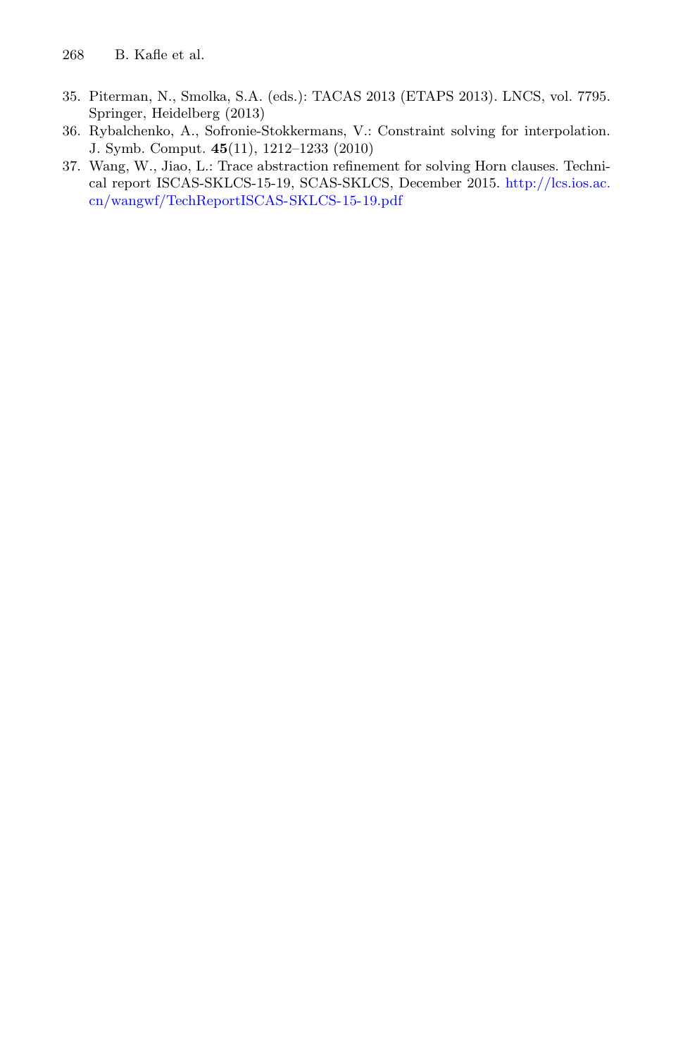35. Piterman, N., Smolka, S.A. (eds.): TACAS 2013 (ETAPS 2013). LNCS, vol. 7795. Springer, Heidelberg (2013)
36. Rybalchenko, A., Sofronie-Stokkermans, V.: Constraint solving for interpolation. J. Symb. Comput. **45**(11), 1212–1233 (2010)
37. Wang, W., Jiao, L.: Trace abstraction refinement for solving Horn clauses. Technical report ISCAS-SKLCS-15-19, SCAS-SKLCS, December 2015. http://lcs.ios.ac.cn/wangwf/TechReportISCAS-SKLCS-15-19.pdf